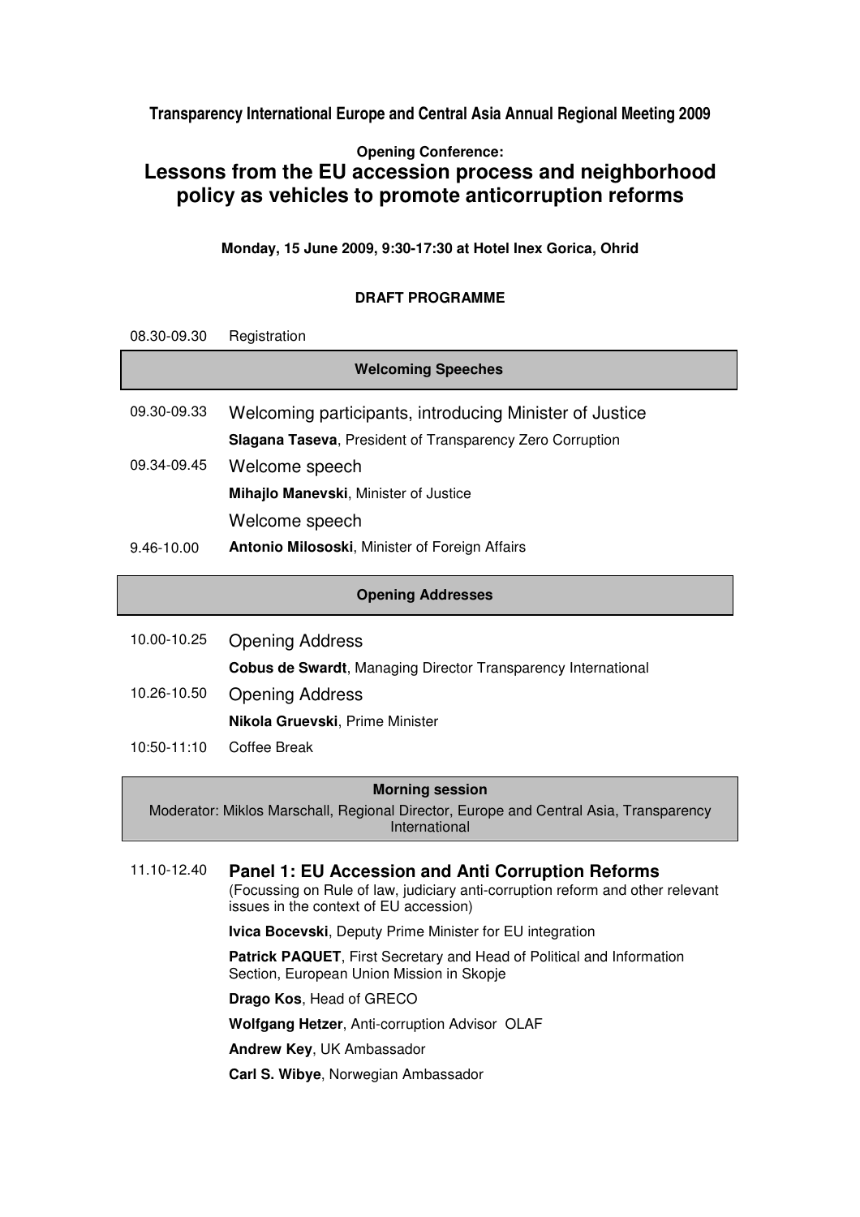**Transparency International Europe and Central Asia Annual Regional Meeting 2009**

**Opening Conference:**

# Lessons from the EU accession process and neighborhood policy as vehicles to promote anticorruption reforms

**Monday, 15 June 2009, 9:30-17:30 at Hotel Inex Gorica, Ohrid**

**DRAFT PROGRAMME**

08.30-09.30 Registration

### Welcoming Speeches

09.30-09.33 Welcoming participants, introducing Minister of Justice
**Slagana Taseva**, President of Transparency Zero Corruption

09.34-09.45 Welcome speech
**Mihajlo Manevski**, Minister of Justice

9.46-10.00 Welcome speech
**Antonio Milososki**, Minister of Foreign Affairs

### Opening Addresses

10.00-10.25 Opening Address
**Cobus de Swardt**, Managing Director Transparency International

10.26-10.50 Opening Address
**Nikola Gruevski**, Prime Minister

10:50-11:10 Coffee Break

### Morning session

Moderator: Miklos Marschall, Regional Director, Europe and Central Asia, Transparency International

11.10-12.40 **Panel 1: EU Accession and Anti Corruption Reforms**
(Focussing on Rule of law, judiciary anti-corruption reform and other relevant issues in the context of EU accession)

**Ivica Bocevski**, Deputy Prime Minister for EU integration

**Patrick PAQUET**, First Secretary and Head of Political and Information Section, European Union Mission in Skopje

**Drago Kos**, Head of GRECO

**Wolfgang Hetzer**, Anti-corruption Advisor OLAF

**Andrew Key**, UK Ambassador

**Carl S. Wibye**, Norwegian Ambassador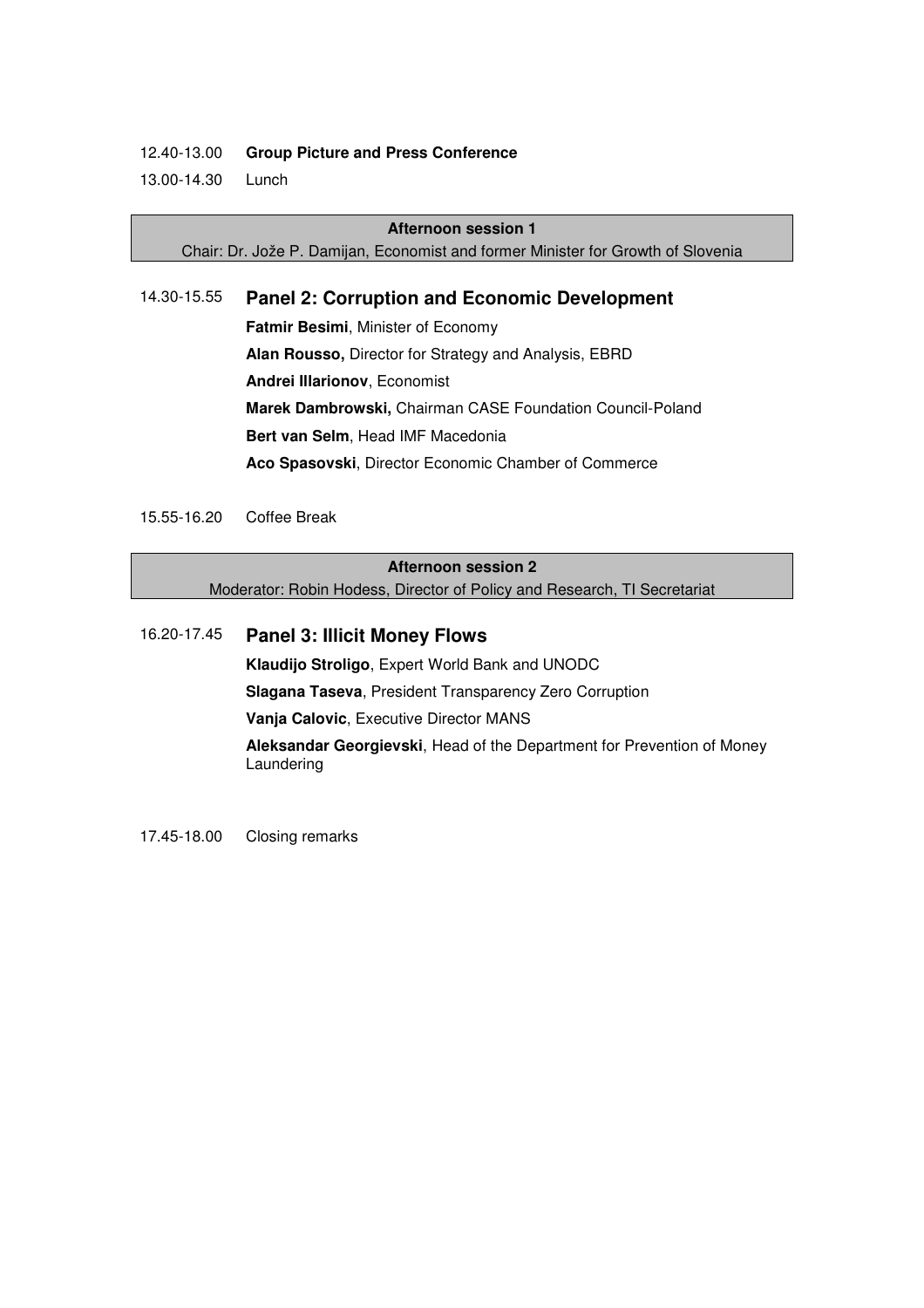12.40-13.00 **Group Picture and Press Conference**

13.00-14.30 Lunch

**Afternoon session 1**

Chair: Dr. Jože P. Damijan, Economist and former Minister for Growth of Slovenia

14.30-15.55 **Panel 2: Corruption and Economic Development**

**Fatmir Besimi**, Minister of Economy

**Alan Rousso,** Director for Strategy and Analysis, EBRD

**Andrei Illarionov**, Economist

**Marek Dambrowski,** Chairman CASE Foundation Council-Poland

**Bert van Selm**, Head IMF Macedonia

**Aco Spasovski**, Director Economic Chamber of Commerce

15.55-16.20 Coffee Break

**Afternoon session 2**

Moderator: Robin Hodess, Director of Policy and Research, TI Secretariat

16.20-17.45 **Panel 3: Illicit Money Flows**

**Klaudijo Stroligo**, Expert World Bank and UNODC

**Slagana Taseva**, President Transparency Zero Corruption

**Vanja Calovic**, Executive Director MANS

**Aleksandar Georgievski**, Head of the Department for Prevention of Money Laundering

17.45-18.00 Closing remarks